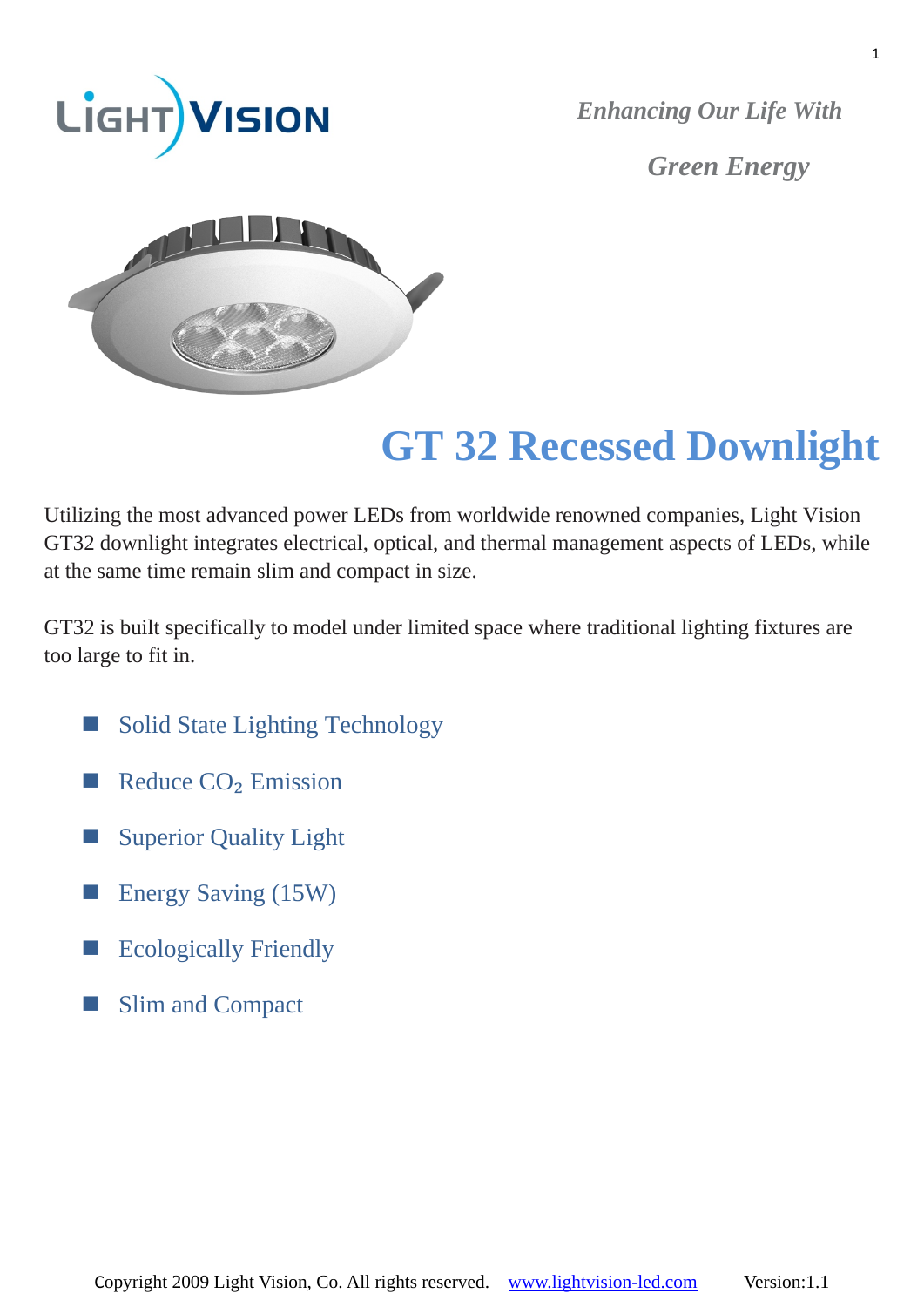LIGHT VISION

*Enhancing Our Life With*

*Green Energy*

# GT 32 Recessed Downlight

Utilizing the most advanced power LEDs from worldwide renowned companies, Light Vision GT32 downlight integrates electrical, optical, and thermal management aspects of LEDs, while at the same time remain slim and compact in size.

GT32 is built specifically to model under limited space where traditional lighting fixtures are too large to fit in.

- Solid State Lighting Technology
- Reduce $CO_2$ Emission
- Superior Quality Light
- Energy Saving (15W)
- Ecologically Friendly
- Slim and Compact

Copyright 2009 Light Vision, Co. All rights reserved. www.lightvision-led.com Version:1.1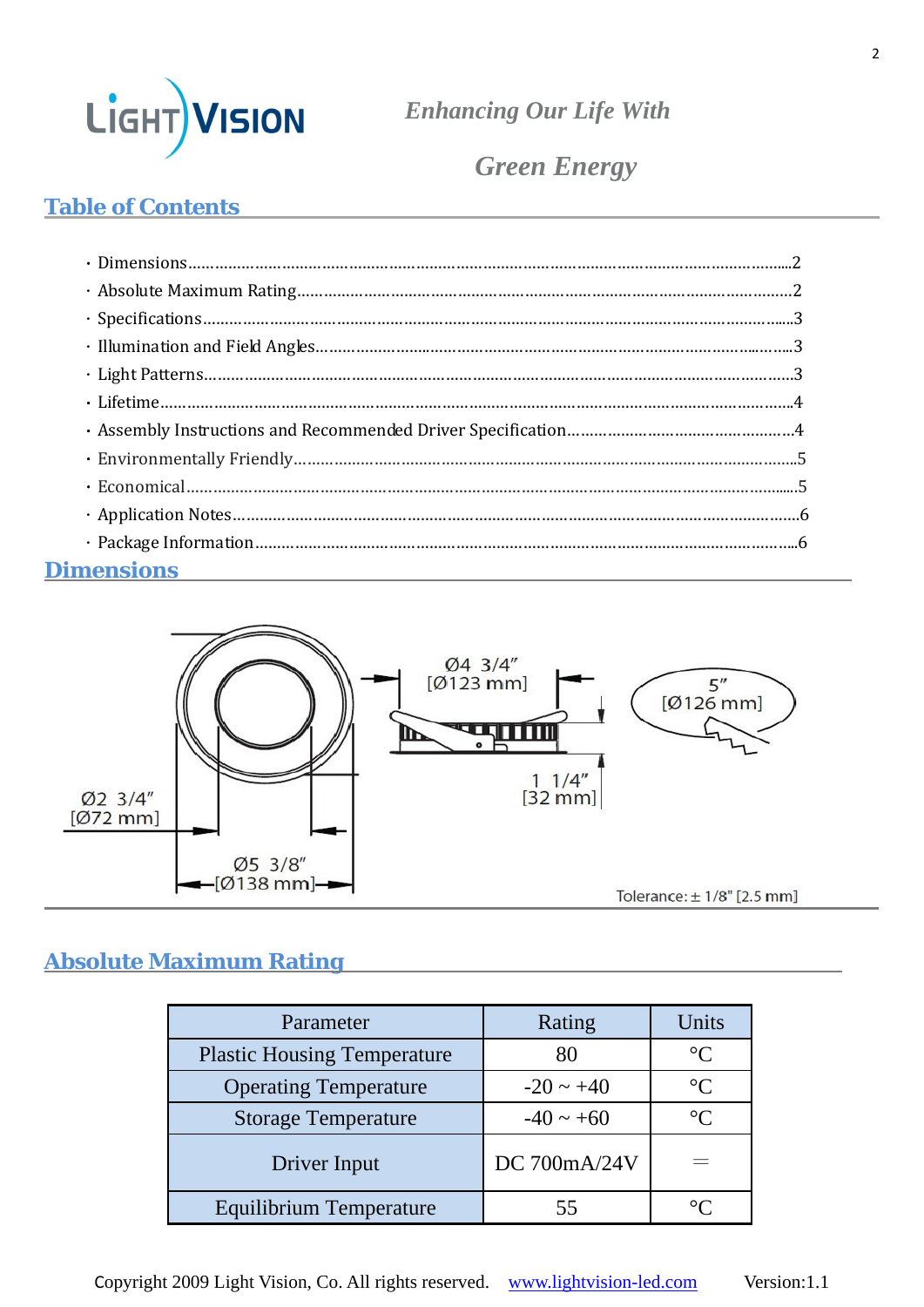**LiGHT VISION**

*Enhancing Our Life With*

*Green Energy*

## Table of Contents

- Dimensions……………………………………………………………………2
- Absolute Maximum Rating………………………………………………………2
- Specifications……………………………………………………………………3
- Illumination and Field Angles…………………………………………………3
- Light Patterns……………………………………………………………………3
- Lifetime……………………………………………………………………………4
- Assembly Instructions and Recommended Driver Specification……………4
- Environmentally Friendly………………………………………………………5
- Economical………………………………………………………………………5
- Application Notes………………………………………………………………6
- Package Information……………………………………………………………6

## Dimensions

Ø2 3/4" [Ø72 mm]

Ø5 3/8" [Ø138 mm]

Ø4 3/4" [Ø123 mm]

1 1/4" [32 mm]

5" [Ø126 mm]

Tolerance: ± 1/8" [2.5 mm]

## Absolute Maximum Rating

| Parameter | Rating | Units |
|---|---|---|
| Plastic Housing Temperature | 80 | °C |
| Operating Temperature | -20 ~ +40 | °C |
| Storage Temperature | -40 ~ +60 | °C |
| Driver Input | DC 700mA/24V | — |
| Equilibrium Temperature | 55 | °C |

Copyright 2009 Light Vision, Co. All rights reserved. www.lightvision-led.com Version:1.1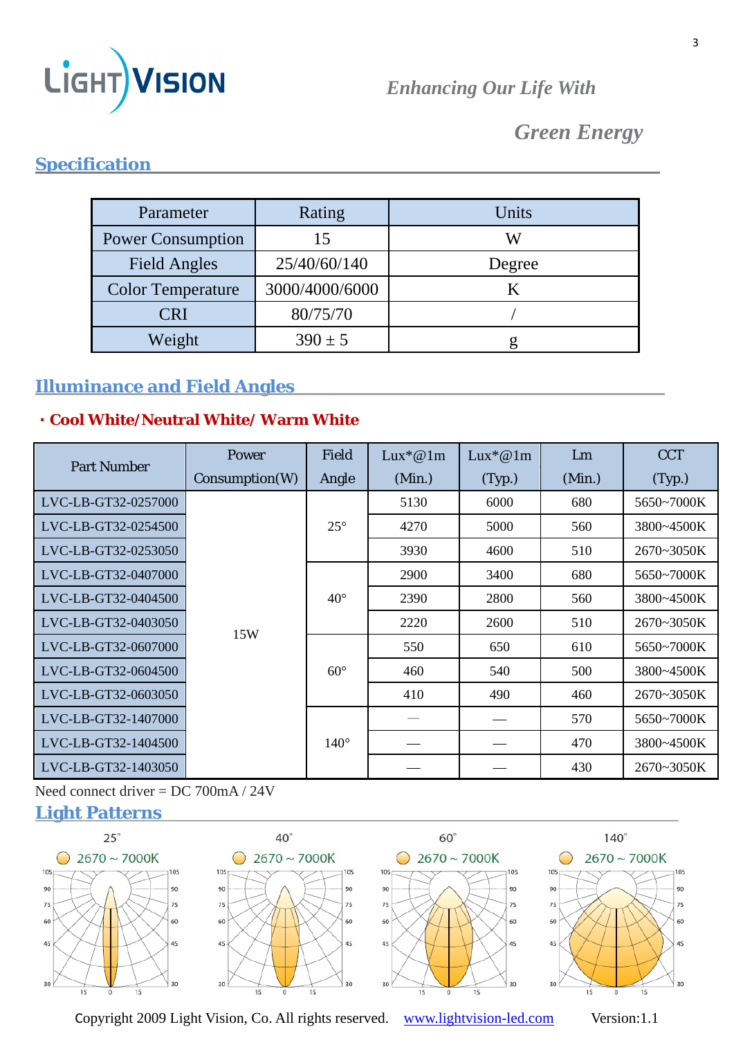LiGHT VISION

*Enhancing Our Life With*

*Green Energy*

## Specification

| Parameter | Rating | Units |
|---|---|---|
| Power Consumption | 15 | W |
| Field Angles | 25/40/60/140 | Degree |
| Color Temperature | 3000/4000/6000 | K |
| CRI | 80/75/70 | / |
| Weight | 390 ± 5 | g |

## Illuminance and Field Angles

**・Cool White/Neutral White/ Warm White**

| Part Number | Power Consumption(W) | Field Angle | Lux*@1m (Min.) | Lux*@1m (Typ.) | Lm (Min.) | CCT (Typ.) |
|---|---|---|---|---|---|---|
| LVC-LB-GT32-0257000 | 15W | 25° | 5130 | 6000 | 680 | 5650~7000K |
| LVC-LB-GT32-0254500 | | | 4270 | 5000 | 560 | 3800~4500K |
| LVC-LB-GT32-0253050 | | | 3930 | 4600 | 510 | 2670~3050K |
| LVC-LB-GT32-0407000 | | 40° | 2900 | 3400 | 680 | 5650~7000K |
| LVC-LB-GT32-0404500 | | | 2390 | 2800 | 560 | 3800~4500K |
| LVC-LB-GT32-0403050 | | | 2220 | 2600 | 510 | 2670~3050K |
| LVC-LB-GT32-0607000 | | 60° | 550 | 650 | 610 | 5650~7000K |
| LVC-LB-GT32-0604500 | | | 460 | 540 | 500 | 3800~4500K |
| LVC-LB-GT32-0603050 | | | 410 | 490 | 460 | 2670~3050K |
| LVC-LB-GT32-1407000 | | 140° | — | — | 570 | 5650~7000K |
| LVC-LB-GT32-1404500 | | | — | — | 470 | 3800~4500K |
| LVC-LB-GT32-1403050 | | | — | — | 430 | 2670~3050K |

Need connect driver = DC 700mA / 24V

## Light Patterns

25° — 2670 ~ 7000K

40° — 2670 ~ 7000K

60° — 2670 ~ 7000K

140° — 2670 ~ 7000K

Copyright 2009 Light Vision, Co. All rights reserved. www.lightvision-led.com Version:1.1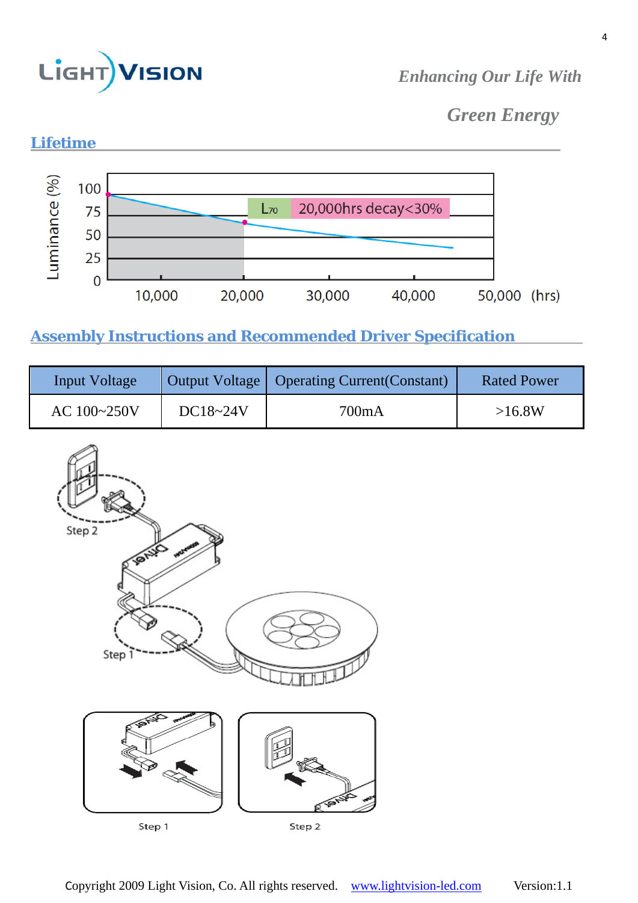## Lifetime

Luminance (%)

100
75
50
25
0

$L_{70}$ 20,000hrs decay<30%

10,000 20,000 30,000 40,000 50,000 (hrs)

## Assembly Instructions and Recommended Driver Specification

| Input Voltage | Output Voltage | Operating Current(Constant) | Rated Power |
|---|---|---|---|
| AC 100~250V | DC18~24V | 700mA | >16.8W |

Step 2

Step 1

Step 1 Step 2

Copyright 2009 Light Vision, Co. All rights reserved. www.lightvision-led.com Version:1.1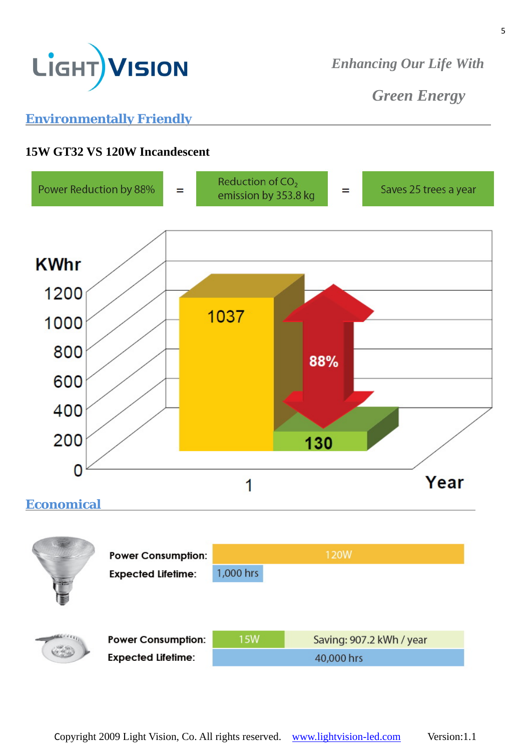## Environmentally Friendly

**15W GT32 VS 120W Incandescent**

Power Reduction by 88% = Reduction of $CO_2$ emission by 353.8 kg = Saves 25 trees a year

| KWhr | 120W Incandescent | 15W GT32 |
| --- | --- | --- |
| Year 1 | 1037 | 130 |

88%

## Economical

| | Power Consumption: | Expected Lifetime: |
| --- | --- | --- |
| Incandescent | 120W | 1,000 hrs |
| LED | 15W (Saving: 907.2 kWh / year) | 40,000 hrs |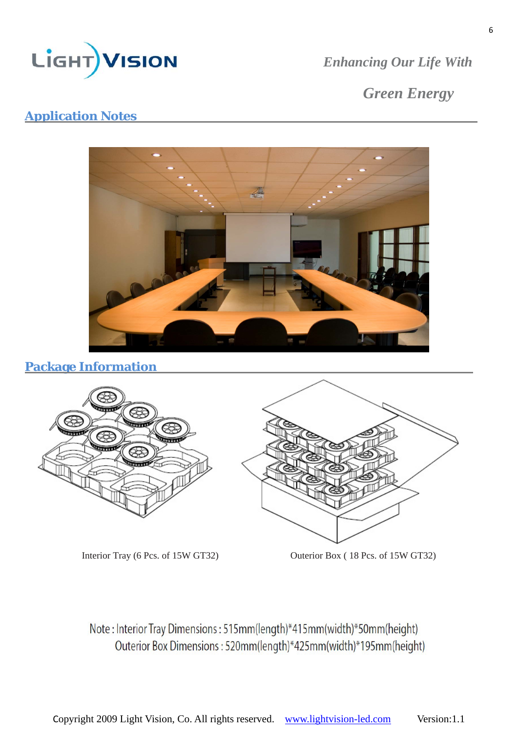*Enhancing Our Life With*

*Green Energy*

## Application Notes

## Package Information

Interior Tray (6 Pcs. of 15W GT32)

Outerior Box ( 18 Pcs. of 15W GT32)

Note : Interior Tray Dimensions : 515mm(length)*415mm(width)*50mm(height)

Outerior Box Dimensions : 520mm(length)*425mm(width)*195mm(height)

Copyright 2009 Light Vision, Co. All rights reserved. www.lightvision-led.com Version:1.1